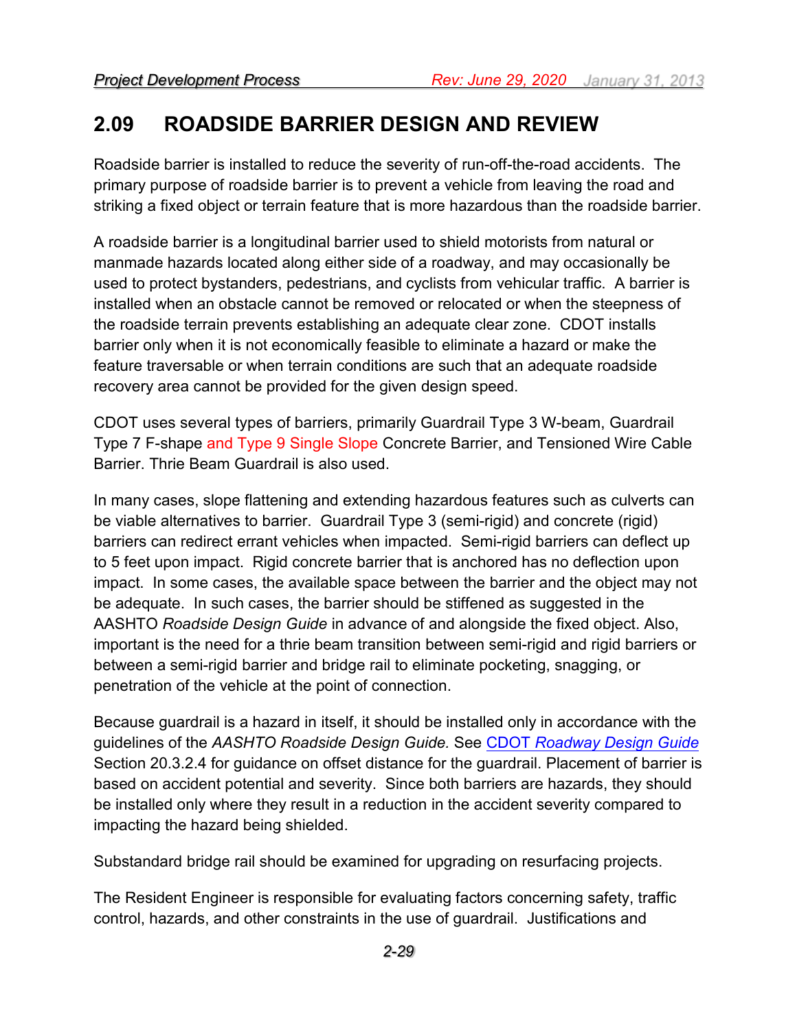## 2.09 ROADSIDE BARRIER DESIGN AND REVIEW

Roadside barrier is installed to reduce the severity of run-off-the-road accidents. The primary purpose of roadside barrier is to prevent a vehicle from leaving the road and striking a fixed object or terrain feature that is more hazardous than the roadside barrier.

A roadside barrier is a longitudinal barrier used to shield motorists from natural or manmade hazards located along either side of a roadway, and may occasionally be used to protect bystanders, pedestrians, and cyclists from vehicular traffic. A barrier is installed when an obstacle cannot be removed or relocated or when the steepness of the roadside terrain prevents establishing an adequate clear zone. CDOT installs barrier only when it is not economically feasible to eliminate a hazard or make the feature traversable or when terrain conditions are such that an adequate roadside recovery area cannot be provided for the given design speed.

CDOT uses several types of barriers, primarily Guardrail Type 3 W-beam, Guardrail Type 7 F-shape and Type 9 Single Slope Concrete Barrier, and Tensioned Wire Cable Barrier. Thrie Beam Guardrail is also used.

In many cases, slope flattening and extending hazardous features such as culverts can be viable alternatives to barrier. Guardrail Type 3 (semi-rigid) and concrete (rigid) barriers can redirect errant vehicles when impacted. Semi-rigid barriers can deflect up to 5 feet upon impact. Rigid concrete barrier that is anchored has no deflection upon impact. In some cases, the available space between the barrier and the object may not be adequate. In such cases, the barrier should be stiffened as suggested in the AASHTO *Roadside Design Guide* in advance of and alongside the fixed object. Also, important is the need for a thrie beam transition between semi-rigid and rigid barriers or between a semi-rigid barrier and bridge rail to eliminate pocketing, snagging, or penetration of the vehicle at the point of connection.

Because guardrail is a hazard in itself, it should be installed only in accordance with the guidelines of the *AASHTO Roadside Design Guide.* See CDOT *Roadway Design Guide* Section 20.3.2.4 for guidance on offset distance for the guardrail. Placement of barrier is based on accident potential and severity. Since both barriers are hazards, they should be installed only where they result in a reduction in the accident severity compared to impacting the hazard being shielded.

Substandard bridge rail should be examined for upgrading on resurfacing projects.

The Resident Engineer is responsible for evaluating factors concerning safety, traffic control, hazards, and other constraints in the use of guardrail. Justifications and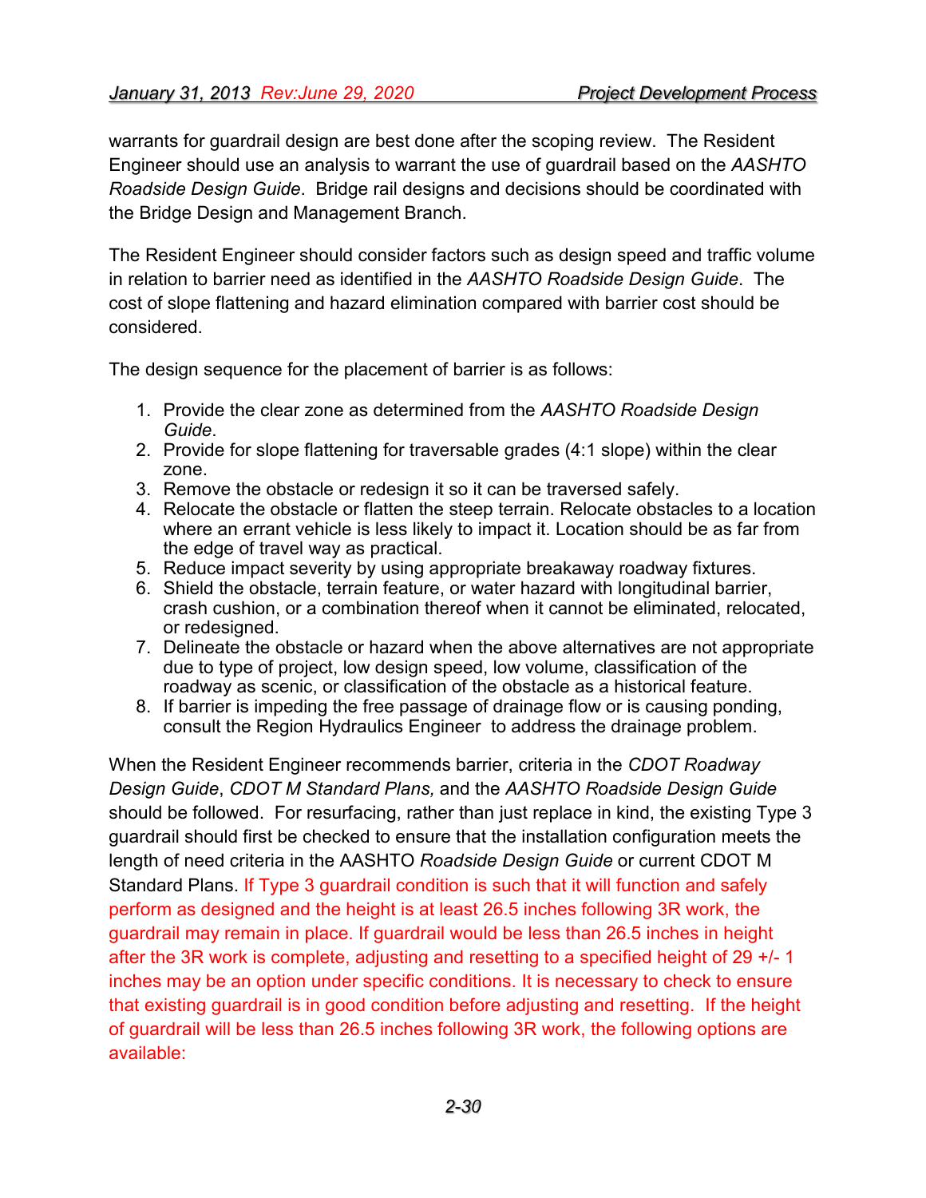warrants for guardrail design are best done after the scoping review. The Resident Engineer should use an analysis to warrant the use of guardrail based on the *AASHTO Roadside Design Guide*. Bridge rail designs and decisions should be coordinated with the Bridge Design and Management Branch.

The Resident Engineer should consider factors such as design speed and traffic volume in relation to barrier need as identified in the *AASHTO Roadside Design Guide*. The cost of slope flattening and hazard elimination compared with barrier cost should be considered.

The design sequence for the placement of barrier is as follows:

1. Provide the clear zone as determined from the *AASHTO Roadside Design Guide*.
2. Provide for slope flattening for traversable grades (4:1 slope) within the clear zone.
3. Remove the obstacle or redesign it so it can be traversed safely.
4. Relocate the obstacle or flatten the steep terrain. Relocate obstacles to a location where an errant vehicle is less likely to impact it. Location should be as far from the edge of travel way as practical.
5. Reduce impact severity by using appropriate breakaway roadway fixtures.
6. Shield the obstacle, terrain feature, or water hazard with longitudinal barrier, crash cushion, or a combination thereof when it cannot be eliminated, relocated, or redesigned.
7. Delineate the obstacle or hazard when the above alternatives are not appropriate due to type of project, low design speed, low volume, classification of the roadway as scenic, or classification of the obstacle as a historical feature.
8. If barrier is impeding the free passage of drainage flow or is causing ponding, consult the Region Hydraulics Engineer to address the drainage problem.

When the Resident Engineer recommends barrier, criteria in the *CDOT Roadway Design Guide*, *CDOT M Standard Plans,* and the *AASHTO Roadside Design Guide* should be followed. For resurfacing, rather than just replace in kind, the existing Type 3 guardrail should first be checked to ensure that the installation configuration meets the length of need criteria in the AASHTO *Roadside Design Guide* or current CDOT M Standard Plans. If Type 3 guardrail condition is such that it will function and safely perform as designed and the height is at least 26.5 inches following 3R work, the guardrail may remain in place. If guardrail would be less than 26.5 inches in height after the 3R work is complete, adjusting and resetting to a specified height of 29 +/- 1 inches may be an option under specific conditions. It is necessary to check to ensure that existing guardrail is in good condition before adjusting and resetting. If the height of guardrail will be less than 26.5 inches following 3R work, the following options are available: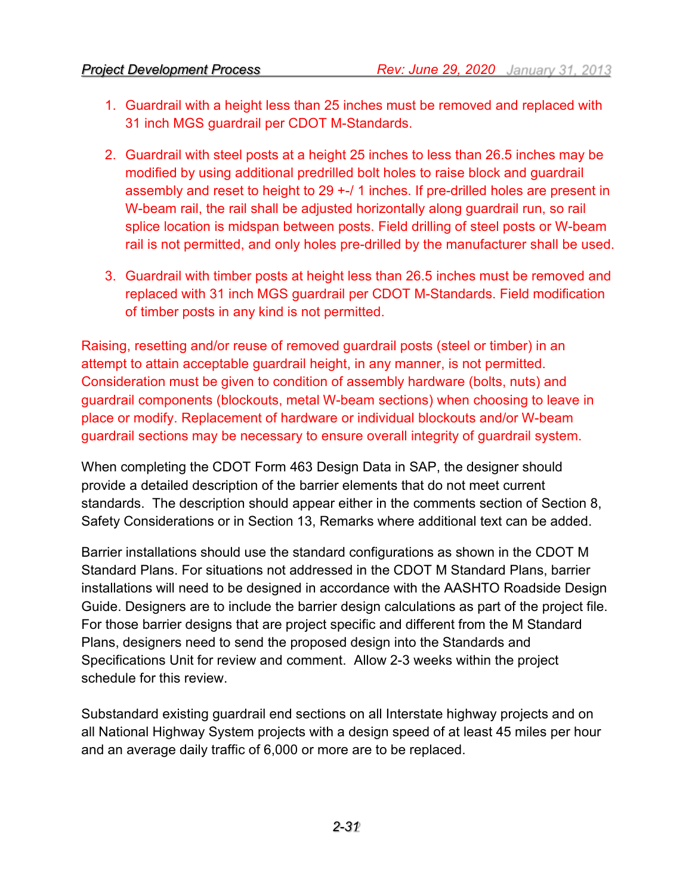1. Guardrail with a height less than 25 inches must be removed and replaced with 31 inch MGS guardrail per CDOT M-Standards.

2. Guardrail with steel posts at a height 25 inches to less than 26.5 inches may be modified by using additional predrilled bolt holes to raise block and guardrail assembly and reset to height to 29 +-/ 1 inches. If pre-drilled holes are present in W-beam rail, the rail shall be adjusted horizontally along guardrail run, so rail splice location is midspan between posts. Field drilling of steel posts or W-beam rail is not permitted, and only holes pre-drilled by the manufacturer shall be used.

3. Guardrail with timber posts at height less than 26.5 inches must be removed and replaced with 31 inch MGS guardrail per CDOT M-Standards. Field modification of timber posts in any kind is not permitted.

Raising, resetting and/or reuse of removed guardrail posts (steel or timber) in an attempt to attain acceptable guardrail height, in any manner, is not permitted. Consideration must be given to condition of assembly hardware (bolts, nuts) and guardrail components (blockouts, metal W-beam sections) when choosing to leave in place or modify. Replacement of hardware or individual blockouts and/or W-beam guardrail sections may be necessary to ensure overall integrity of guardrail system.

When completing the CDOT Form 463 Design Data in SAP, the designer should provide a detailed description of the barrier elements that do not meet current standards. The description should appear either in the comments section of Section 8, Safety Considerations or in Section 13, Remarks where additional text can be added.

Barrier installations should use the standard configurations as shown in the CDOT M Standard Plans. For situations not addressed in the CDOT M Standard Plans, barrier installations will need to be designed in accordance with the AASHTO Roadside Design Guide. Designers are to include the barrier design calculations as part of the project file. For those barrier designs that are project specific and different from the M Standard Plans, designers need to send the proposed design into the Standards and Specifications Unit for review and comment. Allow 2-3 weeks within the project schedule for this review.

Substandard existing guardrail end sections on all Interstate highway projects and on all National Highway System projects with a design speed of at least 45 miles per hour and an average daily traffic of 6,000 or more are to be replaced.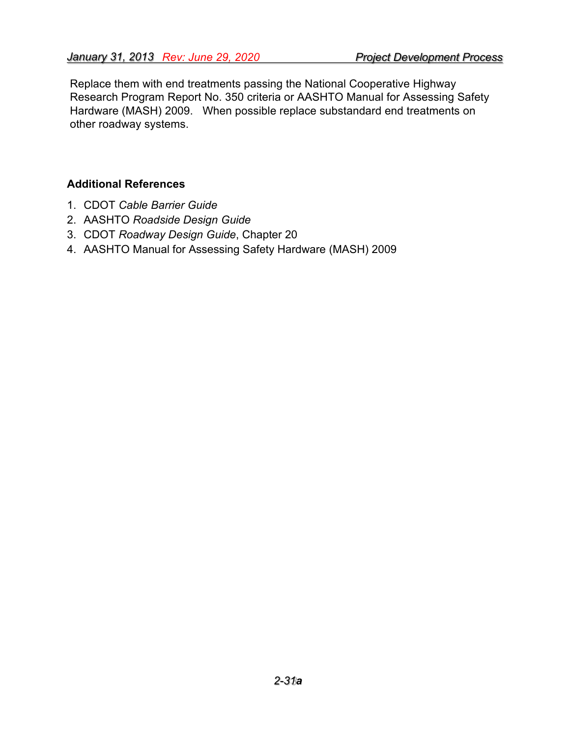Replace them with end treatments passing the National Cooperative Highway Research Program Report No. 350 criteria or AASHTO Manual for Assessing Safety Hardware (MASH) 2009. When possible replace substandard end treatments on other roadway systems.

**Additional References**

1. CDOT *Cable Barrier Guide*
2. AASHTO *Roadside Design Guide*
3. CDOT *Roadway Design Guide*, Chapter 20
4. AASHTO Manual for Assessing Safety Hardware (MASH) 2009